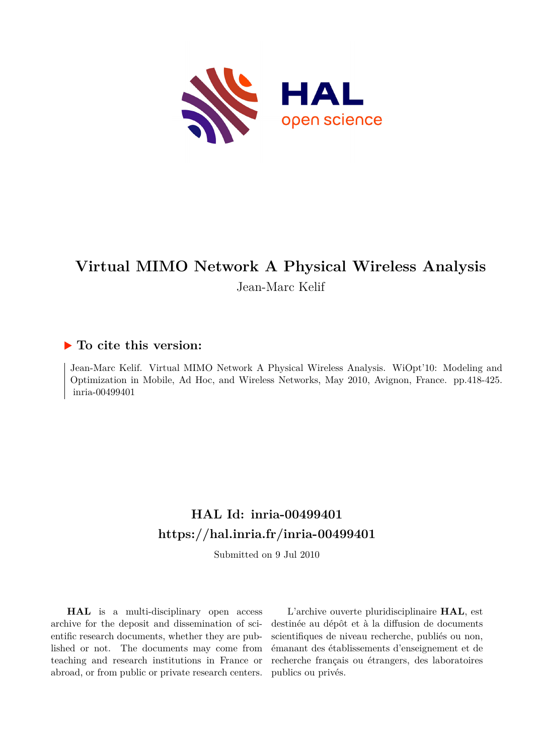# Virtual MIMO Network A Physical Wireless Analysis

Jean-Marc Kelif

## ▶ To cite this version:

Jean-Marc Kelif. Virtual MIMO Network A Physical Wireless Analysis. WiOpt'10: Modeling and Optimization in Mobile, Ad Hoc, and Wireless Networks, May 2010, Avignon, France. pp.418-425. inria-00499401

## HAL Id: inria-00499401

## https://hal.inria.fr/inria-00499401

Submitted on 9 Jul 2010

**HAL** is a multi-disciplinary open access archive for the deposit and dissemination of scientific research documents, whether they are published or not. The documents may come from teaching and research institutions in France or abroad, or from public or private research centers.

L'archive ouverte pluridisciplinaire **HAL**, est destinée au dépôt et à la diffusion de documents scientifiques de niveau recherche, publiés ou non, émanant des établissements d'enseignement et de recherche français ou étrangers, des laboratoires publics ou privés.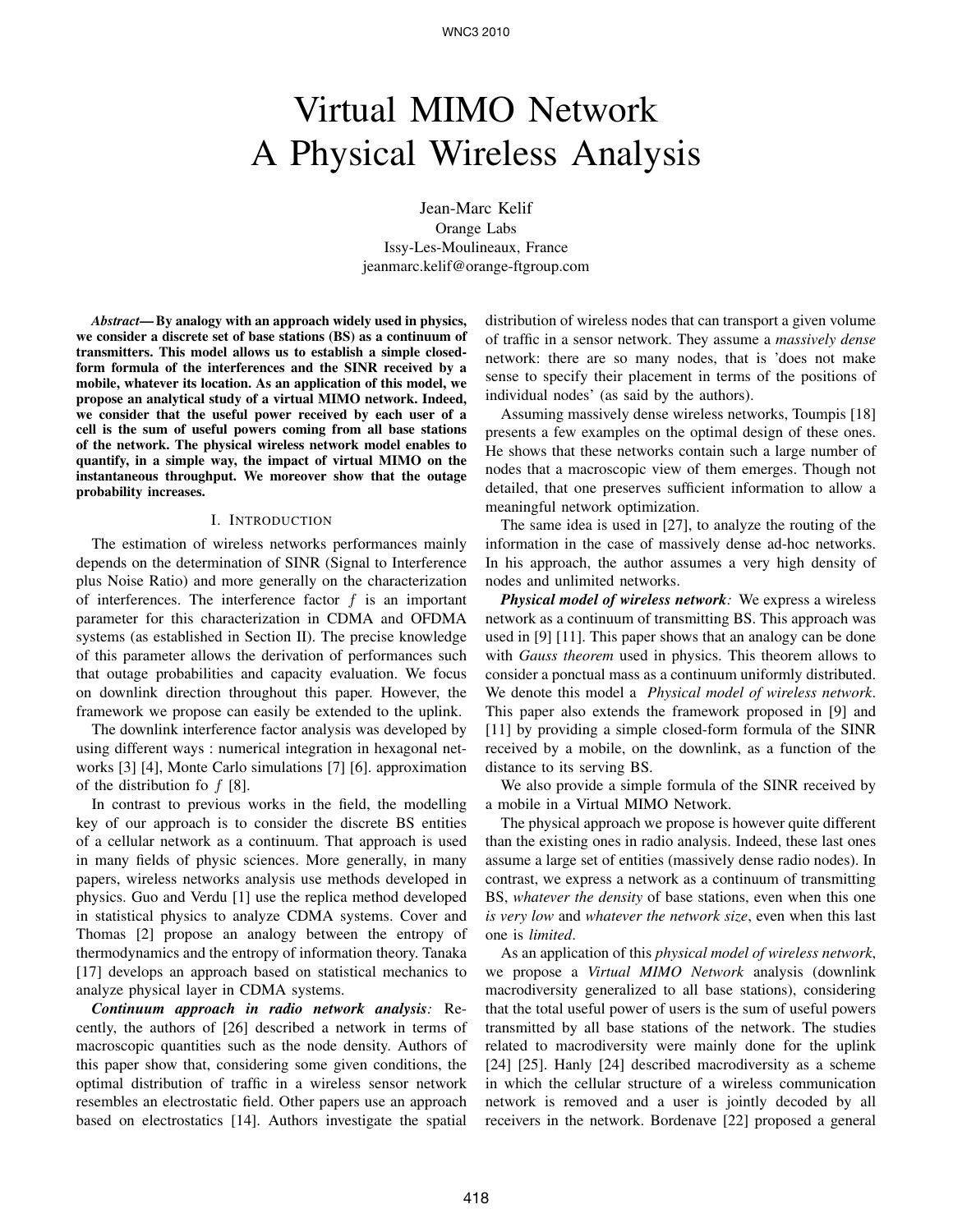# Virtual MIMO Network
# A Physical Wireless Analysis

Jean-Marc Kelif
Orange Labs
Issy-Les-Moulineaux, France
jeanmarc.kelif@orange-ftgroup.com

***Abstract*— By analogy with an approach widely used in physics, we consider a discrete set of base stations (BS) as a continuum of transmitters. This model allows us to establish a simple closed-form formula of the interferences and the SINR received by a mobile, whatever its location. As an application of this model, we propose an analytical study of a virtual MIMO network. Indeed, we consider that the useful power received by each user of a cell is the sum of useful powers coming from all base stations of the network. The physical wireless network model enables to quantify, in a simple way, the impact of virtual MIMO on the instantaneous throughput. We moreover show that the outage probability increases.**

## I. Introduction

The estimation of wireless networks performances mainly depends on the determination of SINR (Signal to Interference plus Noise Ratio) and more generally on the characterization of interferences. The interference factor $f$ is an important parameter for this characterization in CDMA and OFDMA systems (as established in Section II). The precise knowledge of this parameter allows the derivation of performances such that outage probabilities and capacity evaluation. We focus on downlink direction throughout this paper. However, the framework we propose can easily be extended to the uplink.

The downlink interference factor analysis was developed by using different ways : numerical integration in hexagonal networks [3] [4], Monte Carlo simulations [7] [6]. approximation of the distribution fo $f$ [8].

In contrast to previous works in the field, the modelling key of our approach is to consider the discrete BS entities of a cellular network as a continuum. That approach is used in many fields of physic sciences. More generally, in many papers, wireless networks analysis use methods developed in physics. Guo and Verdu [1] use the replica method developed in statistical physics to analyze CDMA systems. Cover and Thomas [2] propose an analogy between the entropy of thermodynamics and the entropy of information theory. Tanaka [17] develops an approach based on statistical mechanics to analyze physical layer in CDMA systems.

***Continuum approach in radio network analysis:*** Recently, the authors of [26] described a network in terms of macroscopic quantities such as the node density. Authors of this paper show that, considering some given conditions, the optimal distribution of traffic in a wireless sensor network resembles an electrostatic field. Other papers use an approach based on electrostatics [14]. Authors investigate the spatial distribution of wireless nodes that can transport a given volume of traffic in a sensor network. They assume a *massively dense* network: there are so many nodes, that is 'does not make sense to specify their placement in terms of the positions of individual nodes' (as said by the authors).

Assuming massively dense wireless networks, Toumpis [18] presents a few examples on the optimal design of these ones. He shows that these networks contain such a large number of nodes that a macroscopic view of them emerges. Though not detailed, that one preserves sufficient information to allow a meaningful network optimization.

The same idea is used in [27], to analyze the routing of the information in the case of massively dense ad-hoc networks. In his approach, the author assumes a very high density of nodes and unlimited networks.

***Physical model of wireless network:*** We express a wireless network as a continuum of transmitting BS. This approach was used in [9] [11]. This paper shows that an analogy can be done with *Gauss theorem* used in physics. This theorem allows to consider a ponctual mass as a continuum uniformly distributed. We denote this model a *Physical model of wireless network*. This paper also extends the framework proposed in [9] and [11] by providing a simple closed-form formula of the SINR received by a mobile, on the downlink, as a function of the distance to its serving BS.

We also provide a simple formula of the SINR received by a mobile in a Virtual MIMO Network.

The physical approach we propose is however quite different than the existing ones in radio analysis. Indeed, these last ones assume a large set of entities (massively dense radio nodes). In contrast, we express a network as a continuum of transmitting BS, *whatever the density* of base stations, even when this one *is very low* and *whatever the network size*, even when this last one is *limited*.

As an application of this *physical model of wireless network*, we propose a *Virtual MIMO Network* analysis (downlink macrodiversity generalized to all base stations), considering that the total useful power of users is the sum of useful powers transmitted by all base stations of the network. The studies related to macrodiversity were mainly done for the uplink [24] [25]. Hanly [24] described macrodiversity as a scheme in which the cellular structure of a wireless communication network is removed and a user is jointly decoded by all receivers in the network. Bordenave [22] proposed a general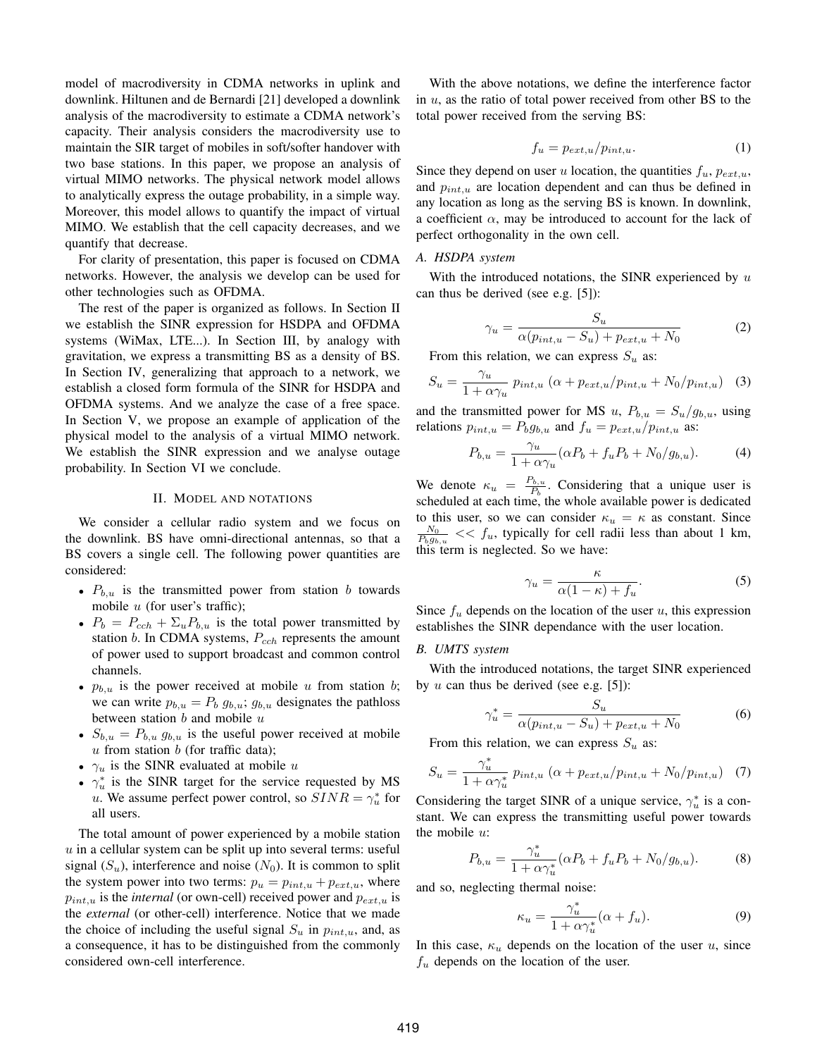model of macrodiversity in CDMA networks in uplink and downlink. Hiltunen and de Bernardi [21] developed a downlink analysis of the macrodiversity to estimate a CDMA network's capacity. Their analysis considers the macrodiversity use to maintain the SIR target of mobiles in soft/softer handover with two base stations. In this paper, we propose an analysis of virtual MIMO networks. The physical network model allows to analytically express the outage probability, in a simple way. Moreover, this model allows to quantify the impact of virtual MIMO. We establish that the cell capacity decreases, and we quantify that decrease.

For clarity of presentation, this paper is focused on CDMA networks. However, the analysis we develop can be used for other technologies such as OFDMA.

The rest of the paper is organized as follows. In Section II we establish the SINR expression for HSDPA and OFDMA systems (WiMax, LTE...). In Section III, by analogy with gravitation, we express a transmitting BS as a density of BS. In Section IV, generalizing that approach to a network, we establish a closed form formula of the SINR for HSDPA and OFDMA systems. And we analyze the case of a free space. In Section V, we propose an example of application of the physical model to the analysis of a virtual MIMO network. We establish the SINR expression and we analyse outage probability. In Section VI we conclude.

## II. Model and notations

We consider a cellular radio system and we focus on the downlink. BS have omni-directional antennas, so that a BS covers a single cell. The following power quantities are considered:

- $P_{b,u}$ is the transmitted power from station $b$ towards mobile $u$ (for user's traffic);
- $P_b = P_{cch} + \Sigma_u P_{b,u}$ is the total power transmitted by station $b$. In CDMA systems, $P_{cch}$ represents the amount of power used to support broadcast and common control channels.
- $p_{b,u}$ is the power received at mobile $u$ from station $b$; we can write $p_{b,u} = P_b \, g_{b,u}$; $g_{b,u}$ designates the pathloss between station $b$ and mobile $u$
- $S_{b,u} = P_{b,u} \, g_{b,u}$ is the useful power received at mobile $u$ from station $b$ (for traffic data);
- $\gamma_u$ is the SINR evaluated at mobile $u$
- $\gamma_u^*$ is the SINR target for the service requested by MS $u$. We assume perfect power control, so $SINR = \gamma_u^*$ for all users.

The total amount of power experienced by a mobile station $u$ in a cellular system can be split up into several terms: useful signal ($S_u$), interference and noise ($N_0$). It is common to split the system power into two terms: $p_u = p_{int,u} + p_{ext,u}$, where $p_{int,u}$ is the *internal* (or own-cell) received power and $p_{ext,u}$ is the *external* (or other-cell) interference. Notice that we made the choice of including the useful signal $S_u$ in $p_{int,u}$, and, as a consequence, it has to be distinguished from the commonly considered own-cell interference.

With the above notations, we define the interference factor in $u$, as the ratio of total power received from other BS to the total power received from the serving BS:

$$f_u = p_{ext,u}/p_{int,u}. \tag{1}$$

Since they depend on user $u$ location, the quantities $f_u$, $p_{ext,u}$, and $p_{int,u}$ are location dependent and can thus be defined in any location as long as the serving BS is known. In downlink, a coefficient $\alpha$, may be introduced to account for the lack of perfect orthogonality in the own cell.

### A. HSDPA system

With the introduced notations, the SINR experienced by $u$ can thus be derived (see e.g. [5]):

$$\gamma_u = \frac{S_u}{\alpha(p_{int,u} - S_u) + p_{ext,u} + N_0} \tag{2}$$

From this relation, we can express $S_u$ as:

$$S_u = \frac{\gamma_u}{1+\alpha\gamma_u} \, p_{int,u} \, (\alpha + p_{ext,u}/p_{int,u} + N_0/p_{int,u}) \tag{3}$$

and the transmitted power for MS $u$, $P_{b,u} = S_u/g_{b,u}$, using relations $p_{int,u} = P_b g_{b,u}$ and $f_u = p_{ext,u}/p_{int,u}$ as:

$$P_{b,u} = \frac{\gamma_u}{1+\alpha\gamma_u}(\alpha P_b + f_u P_b + N_0/g_{b,u}). \tag{4}$$

We denote $\kappa_u = \frac{P_{b,u}}{P_b}$. Considering that a unique user is scheduled at each time, the whole available power is dedicated to this user, so we can consider $\kappa_u = \kappa$ as constant. Since $\frac{N_0}{P_b g_{b,u}} << f_u$, typically for cell radii less than about 1 km, this term is neglected. So we have:

$$\gamma_u = \frac{\kappa}{\alpha(1-\kappa) + f_u}. \tag{5}$$

Since $f_u$ depends on the location of the user $u$, this expression establishes the SINR dependance with the user location.

### B. UMTS system

With the introduced notations, the target SINR experienced by $u$ can thus be derived (see e.g. [5]):

$$\gamma_u^* = \frac{S_u}{\alpha(p_{int,u} - S_u) + p_{ext,u} + N_0} \tag{6}$$

From this relation, we can express $S_u$ as:

$$S_u = \frac{\gamma_u^*}{1+\alpha\gamma_u^*} \, p_{int,u} \, (\alpha + p_{ext,u}/p_{int,u} + N_0/p_{int,u}) \tag{7}$$

Considering the target SINR of a unique service, $\gamma_u^*$ is a constant. We can express the transmitting useful power towards the mobile $u$:

$$P_{b,u} = \frac{\gamma_u^*}{1+\alpha\gamma_u^*}(\alpha P_b + f_u P_b + N_0/g_{b,u}). \tag{8}$$

and so, neglecting thermal noise:

$$\kappa_u = \frac{\gamma_u^*}{1+\alpha\gamma_u^*}(\alpha + f_u). \tag{9}$$

In this case, $\kappa_u$ depends on the location of the user $u$, since $f_u$ depends on the location of the user.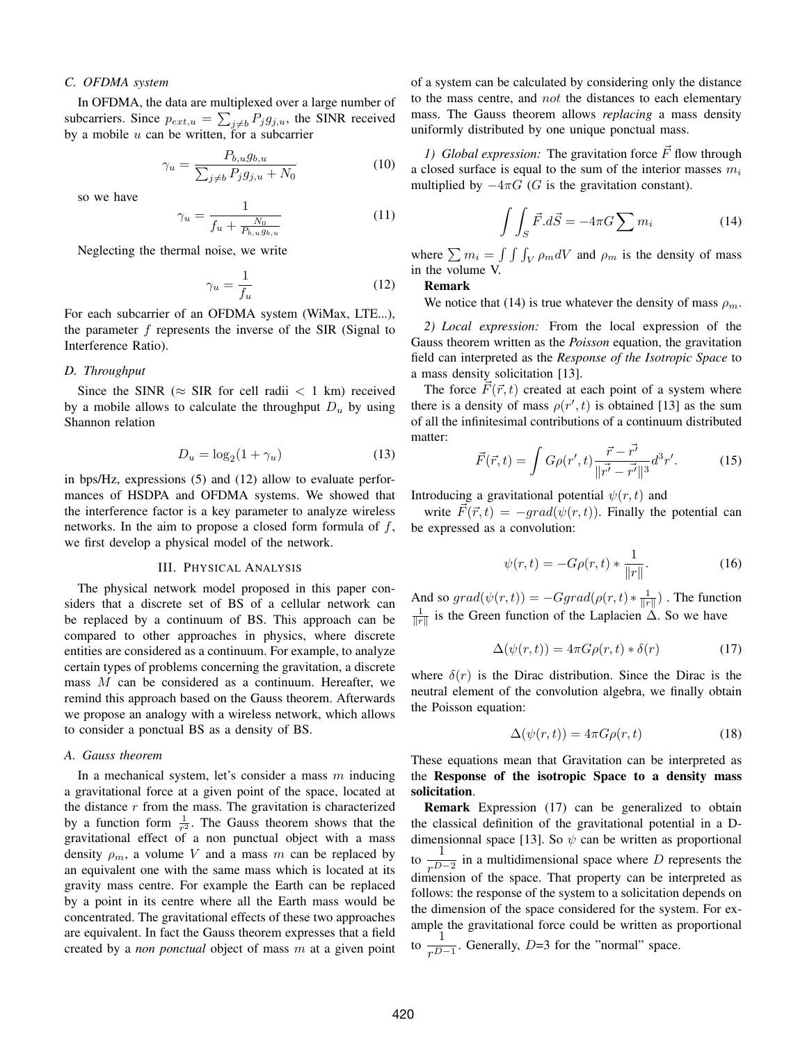### C. OFDMA system

In OFDMA, the data are multiplexed over a large number of subcarriers. Since $p_{ext,u} = \sum_{j \neq b} P_j g_{j,u}$, the SINR received by a mobile $u$ can be written, for a subcarrier

$$\gamma_u = \frac{P_{b,u} g_{b,u}}{\sum_{j \neq b} P_j g_{j,u} + N_0} \tag{10}$$

so we have

$$\gamma_u = \frac{1}{f_u + \frac{N_0}{P_{b,u} g_{b,u}}} \tag{11}$$

Neglecting the thermal noise, we write

$$\gamma_u = \frac{1}{f_u} \tag{12}$$

For each subcarrier of an OFDMA system (WiMax, LTE...), the parameter $f$ represents the inverse of the SIR (Signal to Interference Ratio).

### D. Throughput

Since the SINR ($\approx$ SIR for cell radii $< 1$ km) received by a mobile allows to calculate the throughput $D_u$ by using Shannon relation

$$D_u = \log_2(1 + \gamma_u) \tag{13}$$

in bps/Hz, expressions (5) and (12) allow to evaluate performances of HSDPA and OFDMA systems. We showed that the interference factor is a key parameter to analyze wireless networks. In the aim to propose a closed form formula of $f$, we first develop a physical model of the network.

## III. Physical Analysis

The physical network model proposed in this paper considers that a discrete set of BS of a cellular network can be replaced by a continuum of BS. This approach can be compared to other approaches in physics, where discrete entities are considered as a continuum. For example, to analyze certain types of problems concerning the gravitation, a discrete mass $M$ can be considered as a continuum. Hereafter, we remind this approach based on the Gauss theorem. Afterwards we propose an analogy with a wireless network, which allows to consider a ponctual BS as a density of BS.

### A. Gauss theorem

In a mechanical system, let's consider a mass $m$ inducing a gravitational force at a given point of the space, located at the distance $r$ from the mass. The gravitation is characterized by a function form $\frac{1}{r^2}$. The Gauss theorem shows that the gravitational effect of a non punctual object with a mass density $\rho_m$, a volume $V$ and a mass $m$ can be replaced by an equivalent one with the same mass which is located at its gravity mass centre. For example the Earth can be replaced by a point in its centre where all the Earth mass would be concentrated. The gravitational effects of these two approaches are equivalent. In fact the Gauss theorem expresses that a field created by a *non ponctual* object of mass $m$ at a given point of a system can be calculated by considering only the distance to the mass centre, and *not* the distances to each elementary mass. The Gauss theorem allows *replacing* a mass density uniformly distributed by one unique ponctual mass.

*1) Global expression:* The gravitation force $\vec{F}$ flow through a closed surface is equal to the sum of the interior masses $m_i$ multiplied by $-4\pi G$ ($G$ is the gravitation constant).

$$\int\int_S \vec{F}.d\vec{S} = -4\pi G \sum m_i \tag{14}$$

where $\sum m_i = \int\int\int_V \rho_m dV$ and $\rho_m$ is the density of mass in the volume V.

**Remark**

We notice that (14) is true whatever the density of mass $\rho_m$.

*2) Local expression:* From the local expression of the Gauss theorem written as the *Poisson* equation, the gravitation field can interpreted as the *Response of the Isotropic Space* to a mass density solicitation [13].

The force $\vec{F}(\vec{r},t)$ created at each point of a system where there is a density of mass $\rho(r',t)$ is obtained [13] as the sum of all the infinitesimal contributions of a continuum distributed matter:

$$\vec{F}(\vec{r},t) = \int G\rho(r',t)\frac{\vec{r} - \vec{r'}}{\|\vec{r'} - \vec{r'}\|^3} d^3r'. \tag{15}$$

Introducing a gravitational potential $\psi(r,t)$ and

write $\vec{F}(\vec{r},t) = -grad(\psi(r,t))$. Finally the potential can be expressed as a convolution:

$$\psi(r,t) = -G\rho(r,t) * \frac{1}{\|r\|}. \tag{16}$$

And so $grad(\psi(r,t)) = -Ggrad(\rho(r,t) * \frac{1}{\|r\|})$ . The function $\frac{1}{\|r\|}$ is the Green function of the Laplacien $\Delta$. So we have

$$\Delta(\psi(r,t)) = 4\pi G\rho(r,t) * \delta(r) \tag{17}$$

where $\delta(r)$ is the Dirac distribution. Since the Dirac is the neutral element of the convolution algebra, we finally obtain the Poisson equation:

$$\Delta(\psi(r,t)) = 4\pi G\rho(r,t) \tag{18}$$

These equations mean that Gravitation can be interpreted as the **Response of the isotropic Space to a density mass solicitation**.

**Remark** Expression (17) can be generalized to obtain the classical definition of the gravitational potential in a D-dimensionnal space [13]. So $\psi$ can be written as proportional to $\dfrac{1}{r^{D-2}}$ in a multidimensional space where $D$ represents the dimension of the space. That property can be interpreted as follows: the response of the system to a solicitation depends on the dimension of the space considered for the system. For example the gravitational force could be written as proportional to $\dfrac{1}{r^{D-1}}$. Generally, $D$=3 for the "normal" space.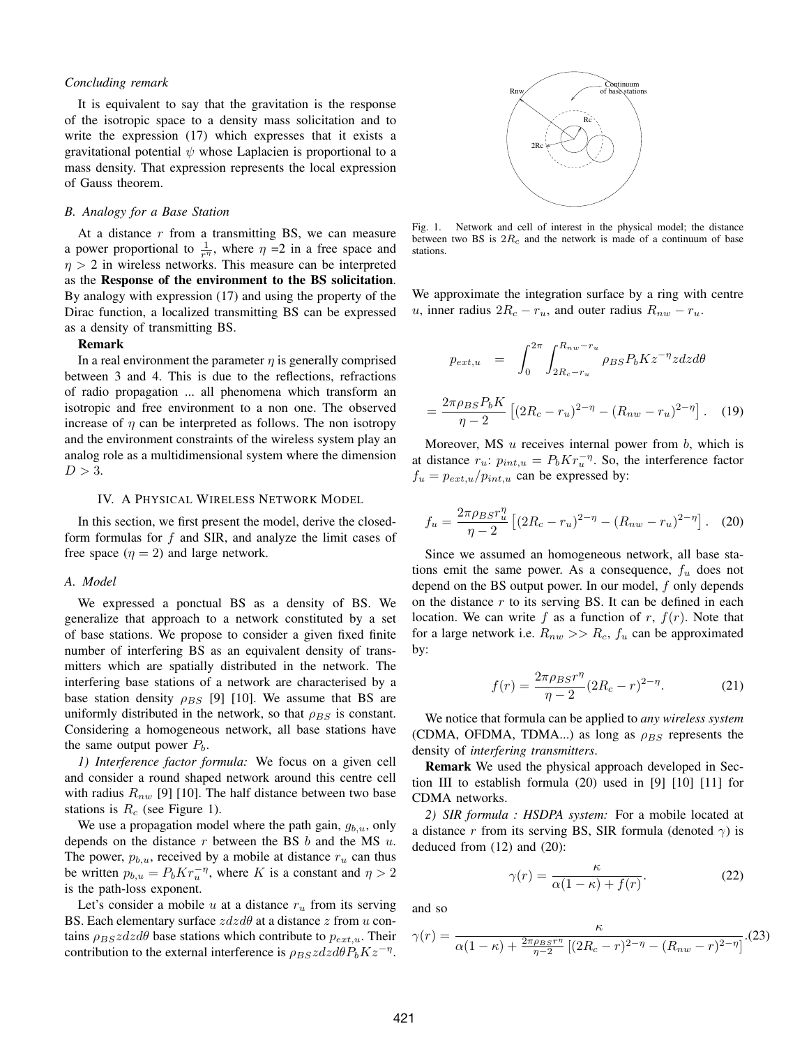*Concluding remark*

It is equivalent to say that the gravitation is the response of the isotropic space to a density mass solicitation and to write the expression (17) which expresses that it exists a gravitational potential $\psi$ whose Laplacien is proportional to a mass density. That expression represents the local expression of Gauss theorem.

### *B. Analogy for a Base Station*

At a distance $r$ from a transmitting BS, we can measure a power proportional to $\frac{1}{r^{\eta}}$, where $\eta$ =2 in a free space and $\eta > 2$ in wireless networks. This measure can be interpreted as the **Response of the environment to the BS solicitation**. By analogy with expression (17) and using the property of the Dirac function, a localized transmitting BS can be expressed as a density of transmitting BS.

**Remark**

In a real environment the parameter $\eta$ is generally comprised between 3 and 4. This is due to the reflections, refractions of radio propagation ... all phenomena which transform an isotropic and free environment to a non one. The observed increase of $\eta$ can be interpreted as follows. The non isotropy and the environment constraints of the wireless system play an analog role as a multidimensional system where the dimension $D > 3$.

## IV. A Physical Wireless Network Model

In this section, we first present the model, derive the closed-form formulas for $f$ and SIR, and analyze the limit cases of free space ($\eta = 2$) and large network.

### *A. Model*

We expressed a ponctual BS as a density of BS. We generalize that approach to a network constituted by a set of base stations. We propose to consider a given fixed finite number of interfering BS as an equivalent density of transmitters which are spatially distributed in the network. The interfering base stations of a network are characterised by a base station density $\rho_{BS}$ [9] [10]. We assume that BS are uniformly distributed in the network, so that $\rho_{BS}$ is constant. Considering a homogeneous network, all base stations have the same output power $P_b$.

*1) Interference factor formula:* We focus on a given cell and consider a round shaped network around this centre cell with radius $R_{nw}$ [9] [10]. The half distance between two base stations is $R_c$ (see Figure 1).

We use a propagation model where the path gain, $g_{b,u}$, only depends on the distance $r$ between the BS $b$ and the MS $u$. The power, $p_{b,u}$, received by a mobile at distance $r_u$ can thus be written $p_{b,u} = P_b K r_u^{-\eta}$, where $K$ is a constant and $\eta > 2$ is the path-loss exponent.

Let's consider a mobile $u$ at a distance $r_u$ from its serving BS. Each elementary surface $zdzd\theta$ at a distance $z$ from $u$ contains $\rho_{BS} zdzd\theta$ base stations which contribute to $p_{ext,u}$. Their contribution to the external interference is $\rho_{BS} zdzd\theta P_b K z^{-\eta}$.

Fig. 1. Network and cell of interest in the physical model; the distance between two BS is $2R_c$ and the network is made of a continuum of base stations.

We approximate the integration surface by a ring with centre $u$, inner radius $2R_c - r_u$, and outer radius $R_{nw} - r_u$.

$$p_{ext,u} = \int_0^{2\pi} \int_{2R_c - r_u}^{R_{nw} - r_u} \rho_{BS} P_b K z^{-\eta} z dz d\theta$$

$$= \frac{2\pi \rho_{BS} P_b K}{\eta - 2} \left[ (2R_c - r_u)^{2-\eta} - (R_{nw} - r_u)^{2-\eta} \right]. \quad (19)$$

Moreover, MS $u$ receives internal power from $b$, which is at distance $r_u$: $p_{int,u} = P_b K r_u^{-\eta}$. So, the interference factor $f_u = p_{ext,u}/p_{int,u}$ can be expressed by:

$$f_u = \frac{2\pi \rho_{BS} r_u^{\eta}}{\eta - 2} \left[ (2R_c - r_u)^{2-\eta} - (R_{nw} - r_u)^{2-\eta} \right]. \quad (20)$$

Since we assumed an homogeneous network, all base stations emit the same power. As a consequence, $f_u$ does not depend on the BS output power. In our model, $f$ only depends on the distance $r$ to its serving BS. It can be defined in each location. We can write $f$ as a function of $r$, $f(r)$. Note that for a large network i.e. $R_{nw} >> R_c$, $f_u$ can be approximated by:

$$f(r) = \frac{2\pi \rho_{BS} r^{\eta}}{\eta - 2} (2R_c - r)^{2-\eta}. \quad (21)$$

We notice that formula can be applied to *any wireless system* (CDMA, OFDMA, TDMA...) as long as $\rho_{BS}$ represents the density of *interfering transmitters*.

**Remark** We used the physical approach developed in Section III to establish formula (20) used in [9] [10] [11] for CDMA networks.

*2) SIR formula : HSDPA system:* For a mobile located at a distance $r$ from its serving BS, SIR formula (denoted $\gamma$) is deduced from (12) and (20):

$$\gamma(r) = \frac{\kappa}{\alpha(1-\kappa) + f(r)}. \quad (22)$$

and so

$$\gamma(r) = \frac{\kappa}{\alpha(1-\kappa) + \frac{2\pi \rho_{BS} r^{\eta}}{\eta - 2} \left[ (2R_c - r)^{2-\eta} - (R_{nw} - r)^{2-\eta} \right]}. \quad (23)$$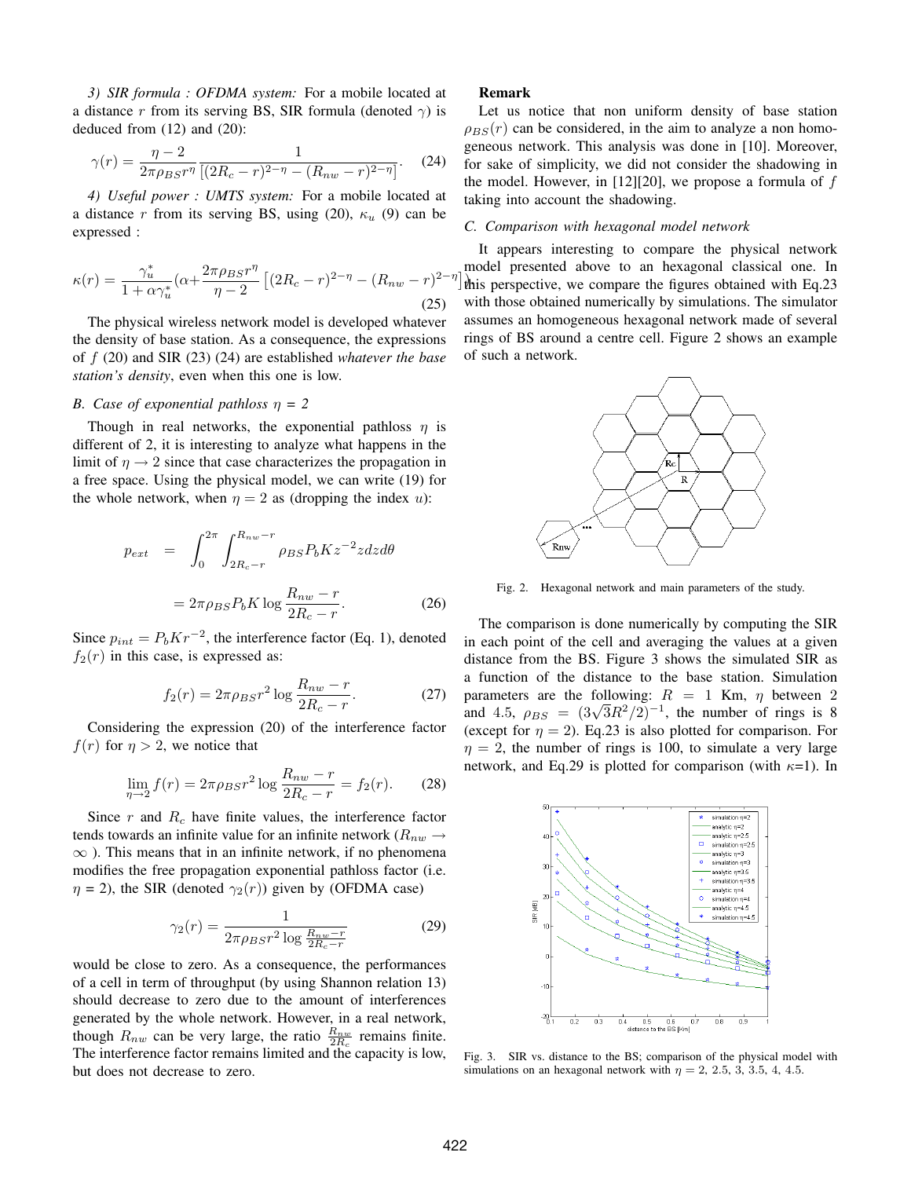*3) SIR formula : OFDMA system:* For a mobile located at a distance $r$ from its serving BS, SIR formula (denoted $\gamma$) is deduced from (12) and (20):

$$\gamma(r) = \frac{\eta - 2}{2\pi\rho_{BS} r^{\eta}} \frac{1}{\left[(2R_c - r)^{2-\eta} - (R_{nw} - r)^{2-\eta}\right]}. \quad (24)$$

*4) Useful power : UMTS system:* For a mobile located at a distance $r$ from its serving BS, using (20), $\kappa_u$ (9) can be expressed :

$$\kappa(r) = \frac{\gamma_u^*}{1+\alpha\gamma_u^*}\left(\alpha + \frac{2\pi\rho_{BS} r^{\eta}}{\eta - 2}\left[(2R_c - r)^{2-\eta} - (R_{nw} - r)^{2-\eta}\right]\right) \quad (25)$$

The physical wireless network model is developed whatever the density of base station. As a consequence, the expressions of $f$ (20) and SIR (23) (24) are established *whatever the base station's density*, even when this one is low.

### B. Case of exponential pathloss $\eta$ = 2

Though in real networks, the exponential pathloss $\eta$ is different of 2, it is interesting to analyze what happens in the limit of $\eta \to 2$ since that case characterizes the propagation in a free space. Using the physical model, we can write (19) for the whole network, when $\eta = 2$ as (dropping the index $u$):

$$\begin{aligned} p_{ext} &= \int_0^{2\pi}\int_{2R_c - r}^{R_{nw} - r} \rho_{BS} P_b K z^{-2} z dz d\theta \\ &= 2\pi\rho_{BS} P_b K \log\frac{R_{nw} - r}{2R_c - r}. \end{aligned} \quad (26)$$

Since $p_{int} = P_b K r^{-2}$, the interference factor (Eq. 1), denoted $f_2(r)$ in this case, is expressed as:

$$f_2(r) = 2\pi\rho_{BS} r^2 \log\frac{R_{nw} - r}{2R_c - r}. \quad (27)$$

Considering the expression (20) of the interference factor $f(r)$ for $\eta > 2$, we notice that

$$\lim_{\eta\to 2} f(r) = 2\pi\rho_{BS} r^2 \log\frac{R_{nw} - r}{2R_c - r} = f_2(r). \quad (28)$$

Since $r$ and $R_c$ have finite values, the interference factor tends towards an infinite value for an infinite network ($R_{nw} \to \infty$ ). This means that in an infinite network, if no phenomena modifies the free propagation exponential pathloss factor (i.e. $\eta$ = 2), the SIR (denoted $\gamma_2(r)$) given by (OFDMA case)

$$\gamma_2(r) = \frac{1}{2\pi\rho_{BS} r^2 \log\frac{R_{nw} - r}{2R_c - r}} \quad (29)$$

would be close to zero. As a consequence, the performances of a cell in term of throughput (by using Shannon relation 13) should decrease to zero due to the amount of interferences generated by the whole network. However, in a real network, though $R_{nw}$ can be very large, the ratio $\frac{R_{nw}}{2R_c}$ remains finite. The interference factor remains limited and the capacity is low, but does not decrease to zero.

**Remark**

Let us notice that non uniform density of base station $\rho_{BS}(r)$ can be considered, in the aim to analyze a non homogeneous network. This analysis was done in [10]. Moreover, for sake of simplicity, we did not consider the shadowing in the model. However, in [12][20], we propose a formula of $f$ taking into account the shadowing.

### C. Comparison with hexagonal model network

It appears interesting to compare the physical network model presented above to an hexagonal classical one. In this perspective, we compare the figures obtained with Eq.23 with those obtained numerically by simulations. The simulator assumes an homogeneous hexagonal network made of several rings of BS around a centre cell. Figure 2 shows an example of such a network.

Fig. 2. Hexagonal network and main parameters of the study.

The comparison is done numerically by computing the SIR in each point of the cell and averaging the values at a given distance from the BS. Figure 3 shows the simulated SIR as a function of the distance to the base station. Simulation parameters are the following: $R$ = 1 Km, $\eta$ between 2 and 4.5, $\rho_{BS} = (3\sqrt{3}R^2/2)^{-1}$, the number of rings is 8 (except for $\eta = 2$). Eq.23 is also plotted for comparison. For $\eta$ = 2, the number of rings is 100, to simulate a very large network, and Eq.29 is plotted for comparison (with $\kappa$=1). In

Fig. 3. SIR vs. distance to the BS; comparison of the physical model with simulations on an hexagonal network with $\eta$ = 2, 2.5, 3, 3.5, 4, 4.5.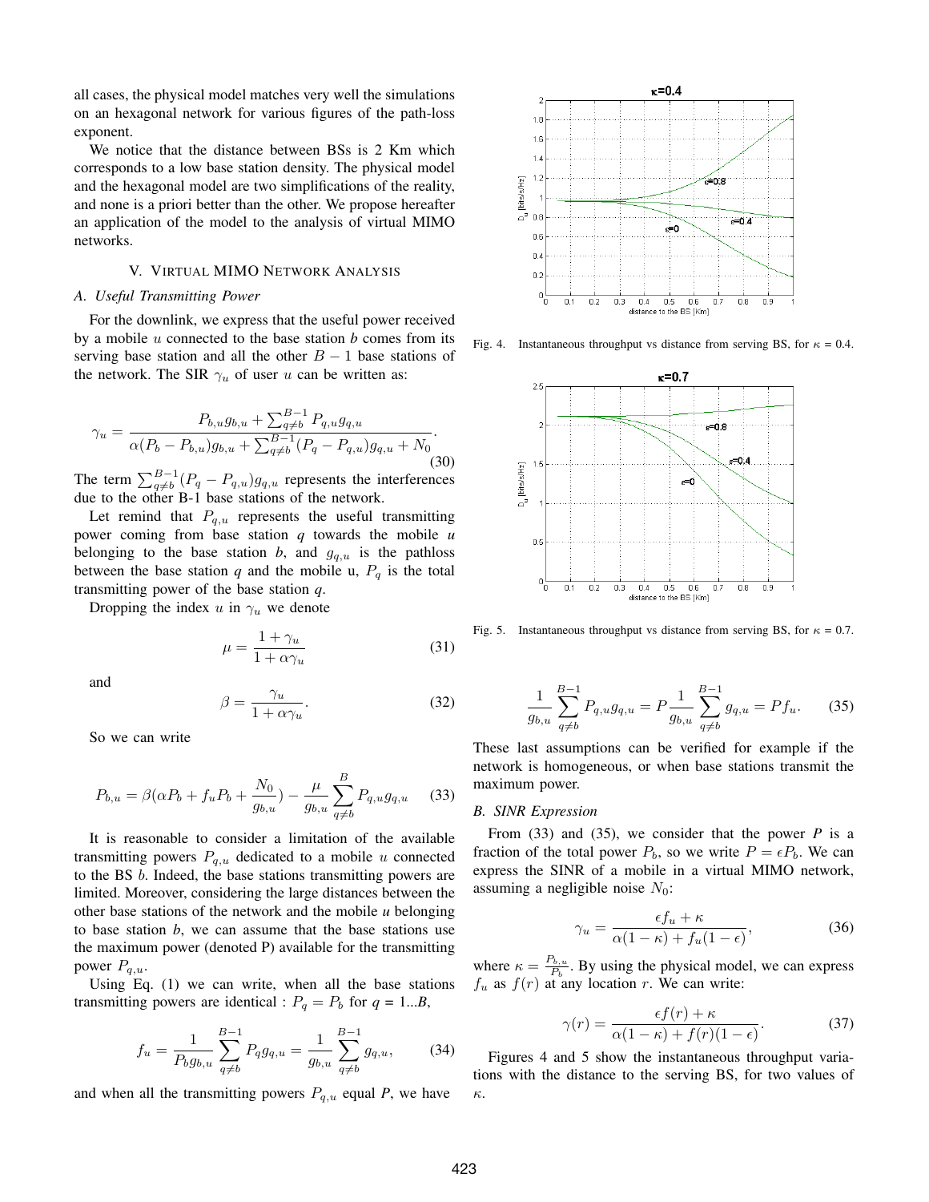all cases, the physical model matches very well the simulations on an hexagonal network for various figures of the path-loss exponent.

We notice that the distance between BSs is 2 Km which corresponds to a low base station density. The physical model and the hexagonal model are two simplifications of the reality, and none is a priori better than the other. We propose hereafter an application of the model to the analysis of virtual MIMO networks.

## V. Virtual MIMO Network Analysis

### A. Useful Transmitting Power

For the downlink, we express that the useful power received by a mobile $u$ connected to the base station $b$ comes from its serving base station and all the other $B-1$ base stations of the network. The SIR $\gamma_u$ of user $u$ can be written as:

$$\gamma_u = \frac{P_{b,u}g_{b,u} + \sum_{q \neq b}^{B-1} P_{q,u}g_{q,u}}{\alpha(P_b - P_{b,u})g_{b,u} + \sum_{q \neq b}^{B-1}(P_q - P_{q,u})g_{q,u} + N_0}. \quad (30)$$

The term $\sum_{q \neq b}^{B-1}(P_q - P_{q,u})g_{q,u}$ represents the interferences due to the other B-1 base stations of the network.

Let remind that $P_{q,u}$ represents the useful transmitting power coming from base station *q* towards the mobile *u* belonging to the base station *b*, and $g_{q,u}$ is the pathloss between the base station *q* and the mobile u, $P_q$ is the total transmitting power of the base station *q*.

Dropping the index $u$ in $\gamma_u$ we denote

$$\mu = \frac{1+\gamma_u}{1+\alpha\gamma_u} \quad (31)$$

and

$$\beta = \frac{\gamma_u}{1+\alpha\gamma_u}. \quad (32)$$

So we can write

$$P_{b,u} = \beta(\alpha P_b + f_u P_b + \frac{N_0}{g_{b,u}}) - \frac{\mu}{g_{b,u}} \sum_{q \neq b}^{B} P_{q,u}g_{q,u} \quad (33)$$

It is reasonable to consider a limitation of the available transmitting powers $P_{q,u}$ dedicated to a mobile $u$ connected to the BS $b$. Indeed, the base stations transmitting powers are limited. Moreover, considering the large distances between the other base stations of the network and the mobile *u* belonging to base station *b*, we can assume that the base stations use the maximum power (denoted P) available for the transmitting power $P_{q,u}$.

Using Eq. (1) we can write, when all the base stations transmitting powers are identical : $P_q = P_b$ for *q* = 1...*B*,

$$f_u = \frac{1}{P_b g_{b,u}} \sum_{q \neq b}^{B-1} P_q g_{q,u} = \frac{1}{g_{b,u}} \sum_{q \neq b}^{B-1} g_{q,u}, \quad (34)$$

and when all the transmitting powers $P_{q,u}$ equal *P*, we have

$$\frac{1}{g_{b,u}} \sum_{q \neq b}^{B-1} P_{q,u}g_{q,u} = P\frac{1}{g_{b,u}} \sum_{q \neq b}^{B-1} g_{q,u} = Pf_u. \quad (35)$$

These last assumptions can be verified for example if the network is homogeneous, or when base stations transmit the maximum power.

### B. SINR Expression

From (33) and (35), we consider that the power *P* is a fraction of the total power $P_b$, so we write $P = \epsilon P_b$. We can express the SINR of a mobile in a virtual MIMO network, assuming a negligible noise $N_0$:

$$\gamma_u = \frac{\epsilon f_u + \kappa}{\alpha(1-\kappa) + f_u(1-\epsilon)}, \quad (36)$$

where $\kappa = \frac{P_{b,u}}{P_b}$. By using the physical model, we can express $f_u$ as $f(r)$ at any location $r$. We can write:

$$\gamma(r) = \frac{\epsilon f(r) + \kappa}{\alpha(1-\kappa) + f(r)(1-\epsilon)}. \quad (37)$$

Figures 4 and 5 show the instantaneous throughput variations with the distance to the serving BS, for two values of $\kappa$.

Fig. 4. Instantaneous throughput vs distance from serving BS, for $\kappa$ = 0.4.

Fig. 5. Instantaneous throughput vs distance from serving BS, for $\kappa$ = 0.7.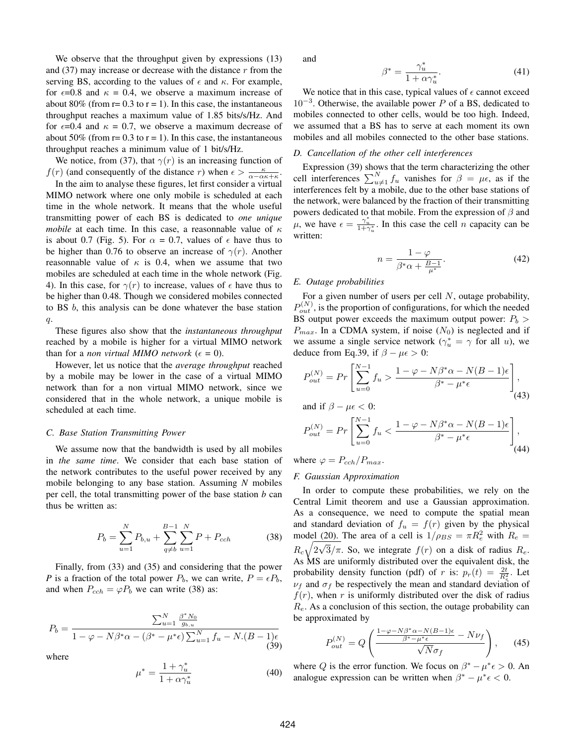We observe that the throughput given by expressions (13) and (37) may increase or decrease with the distance $r$ from the serving BS, according to the values of $\epsilon$ and $\kappa$. For example, for $\epsilon$=0.8 and $\kappa$ = 0.4, we observe a maximum increase of about 80% (from r= 0.3 to r = 1). In this case, the instantaneous throughput reaches a maximum value of 1.85 bits/s/Hz. And for $\epsilon$=0.4 and $\kappa$ = 0.7, we observe a maximum decrease of about 50% (from r= 0.3 to r = 1). In this case, the instantaneous throughput reaches a minimum value of 1 bit/s/Hz.

We notice, from (37), that $\gamma(r)$ is an increasing function of $f(r)$ (and consequently of the distance $r$) when $\epsilon > \frac{\kappa}{\alpha - \alpha\kappa + \kappa}$.

In the aim to analyse these figures, let first consider a virtual MIMO network where one only mobile is scheduled at each time in the whole network. It means that the whole useful transmitting power of each BS is dedicated to *one unique mobile* at each time. In this case, a reasonnable value of $\kappa$ is about 0.7 (Fig. 5). For $\alpha$ = 0.7, values of $\epsilon$ have thus to be higher than 0.76 to observe an increase of $\gamma(r)$. Another reasonnable value of $\kappa$ is 0.4, when we assume that two mobiles are scheduled at each time in the whole network (Fig. 4). In this case, for $\gamma(r)$ to increase, values of $\epsilon$ have thus to be higher than 0.48. Though we considered mobiles connected to BS $b$, this analysis can be done whatever the base station $q$.

These figures also show that the *instantaneous throughput* reached by a mobile is higher for a virtual MIMO network than for a *non virtual MIMO network* ($\epsilon$ = 0).

However, let us notice that the *average throughput* reached by a mobile may be lower in the case of a virtual MIMO network than for a non virtual MIMO network, since we considered that in the whole network, a unique mobile is scheduled at each time.

### C. Base Station Transmitting Power

We assume now that the bandwidth is used by all mobiles in *the same time*. We consider that each base station of the network contributes to the useful power received by any mobile belonging to any base station. Assuming *N* mobiles per cell, the total transmitting power of the base station *b* can thus be written as:

$$P_b = \sum_{u=1}^{N} P_{b,u} + \sum_{q \neq b}^{B-1} \sum_{u=1}^{N} P + P_{cch} \tag{38}$$

Finally, from (33) and (35) and considering that the power *P* is a fraction of the total power $P_b$, we can write, $P = \epsilon P_b$, and when $P_{cch} = \varphi P_b$ we can write (38) as:

$$P_b = \frac{\sum_{u=1}^{N} \frac{\beta^* N_0}{g_{b,u}}}{1 - \varphi - N\beta^*\alpha - (\beta^* - \mu^*\epsilon)\sum_{u=1}^{N} f_u - N.(B-1)\epsilon} \tag{39}$$

where

$$\mu^* = \frac{1+\gamma_u^*}{1+\alpha\gamma_u^*} \tag{40}$$

and

$$\beta^* = \frac{\gamma_u^*}{1+\alpha\gamma_u^*}. \tag{41}$$

We notice that in this case, typical values of $\epsilon$ cannot exceed $10^{-3}$. Otherwise, the available power $P$ of a BS, dedicated to mobiles connected to other cells, would be too high. Indeed, we assumed that a BS has to serve at each moment its own mobiles and all mobiles connected to the other base stations.

### D. Cancellation of the other cell interferences

Expression (39) shows that the term characterizing the other cell interferences $\sum_{u\neq 1}^{N} f_u$ vanishes for $\beta = \mu\epsilon$, as if the interferences felt by a mobile, due to the other base stations of the network, were balanced by the fraction of their transmitting powers dedicated to that mobile. From the expression of $\beta$ and $\mu$, we have $\epsilon = \frac{\gamma_u^*}{1+\gamma_u^*}$. In this case the cell $n$ capacity can be written:

$$n = \frac{1-\varphi}{\beta^*\alpha + \frac{B-1}{\mu^*}}. \tag{42}$$

### E. Outage probabilities

For a given number of users per cell $N$, outage probability, $P_{out}^{(N)}$, is the proportion of configurations, for which the needed BS output power exceeds the maximum output power: $P_b > P_{max}$. In a CDMA system, if noise ($N_0$) is neglected and if we assume a single service network ($\gamma_u^* = \gamma$ for all $u$), we deduce from Eq.39, if $\beta - \mu\epsilon > 0$:

$$P_{out}^{(N)} = Pr\left[\sum_{u=0}^{N-1} f_u > \frac{1-\varphi - N\beta^*\alpha - N(B-1)\epsilon}{\beta^* - \mu^*\epsilon}\right], \tag{43}$$

and if $\beta - \mu\epsilon < 0$:

$$P_{out}^{(N)} = Pr\left[\sum_{u=0}^{N-1} f_u < \frac{1-\varphi - N\beta^*\alpha - N(B-1)\epsilon}{\beta^* - \mu^*\epsilon}\right], \tag{44}$$

where $\varphi = P_{cch}/P_{max}$.

### F. Gaussian Approximation

In order to compute these probabilities, we rely on the Central Limit theorem and use a Gaussian approximation. As a consequence, we need to compute the spatial mean and standard deviation of $f_u = f(r)$ given by the physical model (20). The area of a cell is $1/\rho_{BS} = \pi R_e^2$ with $R_e = R_c\sqrt{2\sqrt{3}/\pi}$. So, we integrate $f(r)$ on a disk of radius $R_e$. As MS are uniformly distributed over the equivalent disk, the probability density function (pdf) of $r$ is: $p_r(t) = \frac{2t}{R_e^2}$. Let $\nu_f$ and $\sigma_f$ be respectively the mean and standard deviation of $f(r)$, when $r$ is uniformly distributed over the disk of radius $R_e$. As a conclusion of this section, the outage probability can be approximated by

$$P_{out}^{(N)} = Q\left(\frac{\frac{1-\varphi-N\beta^*\alpha-N(B-1)\epsilon}{\beta^*-\mu^*\epsilon} - N\nu_f}{\sqrt{N}\sigma_f}\right), \tag{45}$$

where $Q$ is the error function. We focus on $\beta^* - \mu^*\epsilon > 0$. An analogue expression can be written when $\beta^* - \mu^*\epsilon < 0$.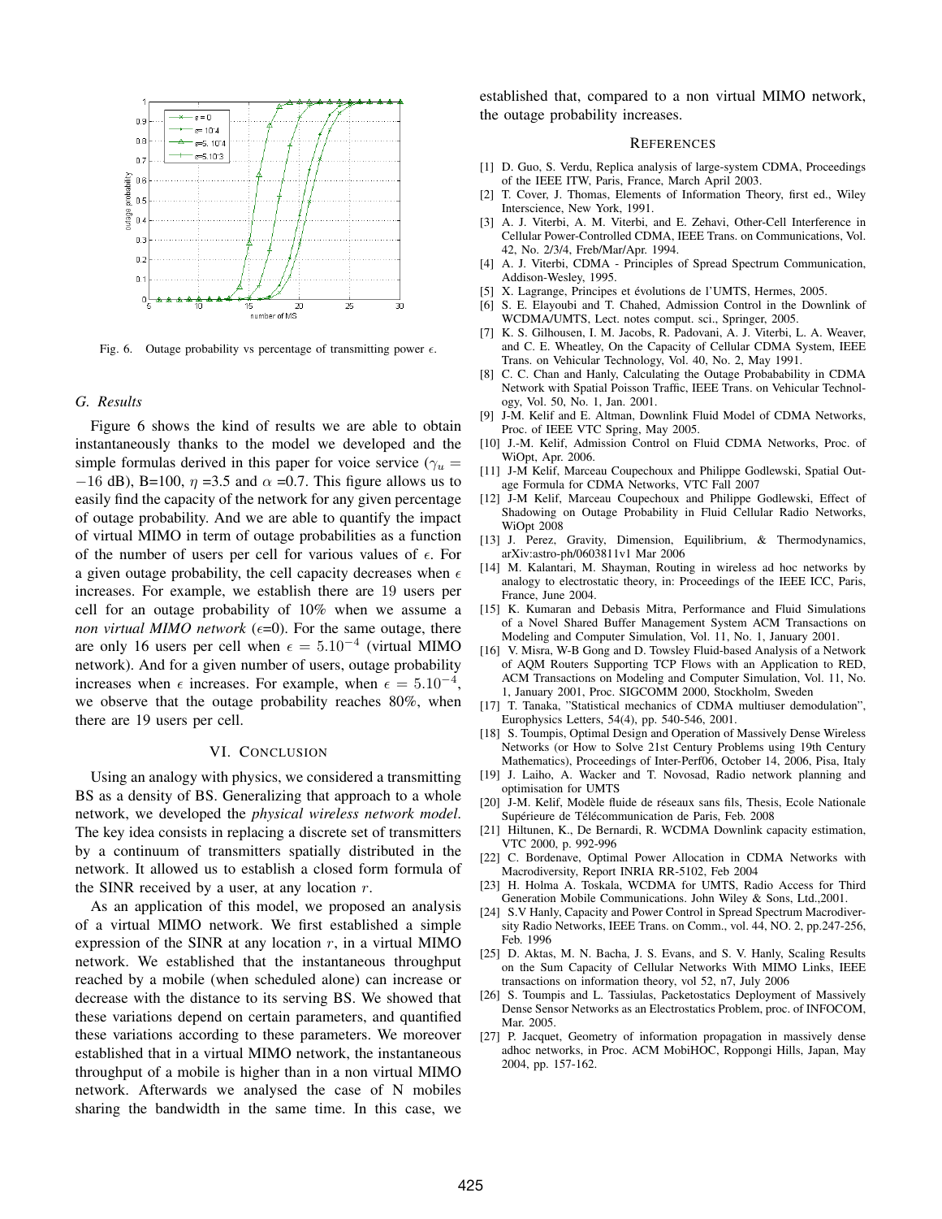outage probability

number of MS

ε = 0

ε= 10-4

ε=5. 10-4

ε=5.10-3

1

0.9

0.8

0.7

0.6

0.5

0.4

0.3

0.2

0.1

0

5

10

15

20

25

30

Fig. 6. Outage probability vs percentage of transmitting power $\epsilon$.

### G. Results

Figure 6 shows the kind of results we are able to obtain instantaneously thanks to the model we developed and the simple formulas derived in this paper for voice service ($\gamma_u = -16$ dB), B=100, $\eta$ =3.5 and $\alpha$ =0.7. This figure allows us to easily find the capacity of the network for any given percentage of outage probability. And we are able to quantify the impact of virtual MIMO in term of outage probabilities as a function of the number of users per cell for various values of $\epsilon$. For a given outage probability, the cell capacity decreases when $\epsilon$ increases. For example, we establish there are 19 users per cell for an outage probability of 10% when we assume a *non virtual MIMO network* ($\epsilon$=0). For the same outage, there are only 16 users per cell when $\epsilon = 5.10^{-4}$ (virtual MIMO network). And for a given number of users, outage probability increases when $\epsilon$ increases. For example, when $\epsilon = 5.10^{-4}$, we observe that the outage probability reaches 80%, when there are 19 users per cell.

## VI. Conclusion

Using an analogy with physics, we considered a transmitting BS as a density of BS. Generalizing that approach to a whole network, we developed the *physical wireless network model*. The key idea consists in replacing a discrete set of transmitters by a continuum of transmitters spatially distributed in the network. It allowed us to establish a closed form formula of the SINR received by a user, at any location $r$.

As an application of this model, we proposed an analysis of a virtual MIMO network. We first established a simple expression of the SINR at any location $r$, in a virtual MIMO network. We established that the instantaneous throughput reached by a mobile (when scheduled alone) can increase or decrease with the distance to its serving BS. We showed that these variations depend on certain parameters, and quantified these variations according to these parameters. We moreover established that in a virtual MIMO network, the instantaneous throughput of a mobile is higher than in a non virtual MIMO network. Afterwards we analysed the case of N mobiles sharing the bandwidth in the same time. In this case, we established that, compared to a non virtual MIMO network, the outage probability increases.

## References

[1] D. Guo, S. Verdu, Replica analysis of large-system CDMA, Proceedings of the IEEE ITW, Paris, France, March April 2003.

[2] T. Cover, J. Thomas, Elements of Information Theory, first ed., Wiley Interscience, New York, 1991.

[3] A. J. Viterbi, A. M. Viterbi, and E. Zehavi, Other-Cell Interference in Cellular Power-Controlled CDMA, IEEE Trans. on Communications, Vol. 42, No. 2/3/4, Freb/Mar/Apr. 1994.

[4] A. J. Viterbi, CDMA - Principles of Spread Spectrum Communication, Addison-Wesley, 1995.

[5] X. Lagrange, Principes et évolutions de l'UMTS, Hermes, 2005.

[6] S. E. Elayoubi and T. Chahed, Admission Control in the Downlink of WCDMA/UMTS, Lect. notes comput. sci., Springer, 2005.

[7] K. S. Gilhousen, I. M. Jacobs, R. Padovani, A. J. Viterbi, L. A. Weaver, and C. E. Wheatley, On the Capacity of Cellular CDMA System, IEEE Trans. on Vehicular Technology, Vol. 40, No. 2, May 1991.

[8] C. C. Chan and Hanly, Calculating the Outage Probabability in CDMA Network with Spatial Poisson Traffic, IEEE Trans. on Vehicular Technology, Vol. 50, No. 1, Jan. 2001.

[9] J-M. Kelif and E. Altman, Downlink Fluid Model of CDMA Networks, Proc. of IEEE VTC Spring, May 2005.

[10] J.-M. Kelif, Admission Control on Fluid CDMA Networks, Proc. of WiOpt, Apr. 2006.

[11] J-M Kelif, Marceau Coupechoux and Philippe Godlewski, Spatial Outage Formula for CDMA Networks, VTC Fall 2007

[12] J-M Kelif, Marceau Coupechoux and Philippe Godlewski, Effect of Shadowing on Outage Probability in Fluid Cellular Radio Networks, WiOpt 2008

[13] J. Perez, Gravity, Dimension, Equilibrium, & Thermodynamics, arXiv:astro-ph/0603811v1 Mar 2006

[14] M. Kalantari, M. Shayman, Routing in wireless ad hoc networks by analogy to electrostatic theory, in: Proceedings of the IEEE ICC, Paris, France, June 2004.

[15] K. Kumaran and Debasis Mitra, Performance and Fluid Simulations of a Novel Shared Buffer Management System ACM Transactions on Modeling and Computer Simulation, Vol. 11, No. 1, January 2001.

[16] V. Misra, W-B Gong and D. Towsley Fluid-based Analysis of a Network of AQM Routers Supporting TCP Flows with an Application to RED, ACM Transactions on Modeling and Computer Simulation, Vol. 11, No. 1, January 2001, Proc. SIGCOMM 2000, Stockholm, Sweden

[17] T. Tanaka, "Statistical mechanics of CDMA multiuser demodulation", Europhysics Letters, 54(4), pp. 540-546, 2001.

[18] S. Toumpis, Optimal Design and Operation of Massively Dense Wireless Networks (or How to Solve 21st Century Problems using 19th Century Mathematics), Proceedings of Inter-Perf06, October 14, 2006, Pisa, Italy

[19] J. Laiho, A. Wacker and T. Novosad, Radio network planning and optimisation for UMTS

[20] J-M. Kelif, Modèle fluide de réseaux sans fils, Thesis, Ecole Nationale Supérieure de Télécommunication de Paris, Feb. 2008

[21] Hiltunen, K., De Bernardi, R. WCDMA Downlink capacity estimation, VTC 2000, p. 992-996

[22] C. Bordenave, Optimal Power Allocation in CDMA Networks with Macrodiversity, Report INRIA RR-5102, Feb 2004

[23] H. Holma A. Toskala, WCDMA for UMTS, Radio Access for Third Generation Mobile Communications. John Wiley & Sons, Ltd.,2001.

[24] S.V Hanly, Capacity and Power Control in Spread Spectrum Macrodiversity Radio Networks, IEEE Trans. on Comm., vol. 44, NO. 2, pp.247-256, Feb. 1996

[25] D. Aktas, M. N. Bacha, J. S. Evans, and S. V. Hanly, Scaling Results on the Sum Capacity of Cellular Networks With MIMO Links, IEEE transactions on information theory, vol 52, n7, July 2006

[26] S. Toumpis and L. Tassiulas, Packetostatics Deployment of Massively Dense Sensor Networks as an Electrostatics Problem, proc. of INFOCOM, Mar. 2005.

[27] P. Jacquet, Geometry of information propagation in massively dense adhoc networks, in Proc. ACM MobiHOC, Roppongi Hills, Japan, May 2004, pp. 157-162.